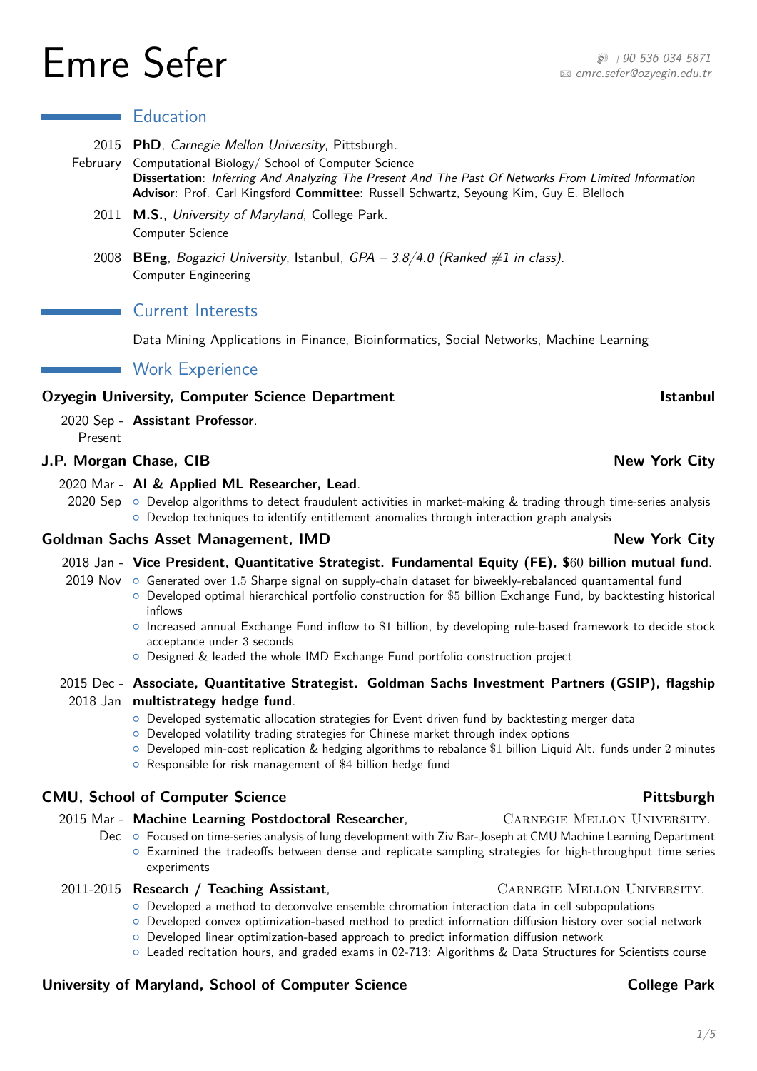# Emre Sefer

+90 536 034 5871
emre.sefer@ozyegin.edu.tr

## Education

**2015 February** — **PhD**, *Carnegie Mellon University*, Pittsburgh.
Computational Biology/ School of Computer Science
**Dissertation**: *Inferring And Analyzing The Present And The Past Of Networks From Limited Information*
**Advisor**: Prof. Carl Kingsford **Committee**: Russell Schwartz, Seyoung Kim, Guy E. Blelloch

**2011** — **M.S.**, *University of Maryland*, College Park.
Computer Science

**2008** — **BEng**, *Bogazici University*, Istanbul, *GPA – 3.8/4.0 (Ranked #1 in class)*.
Computer Engineering

## Current Interests

Data Mining Applications in Finance, Bioinformatics, Social Networks, Machine Learning

## Work Experience

### Ozyegin University, Computer Science Department — Istanbul

**2020 Sep - Present** — **Assistant Professor**.

### J.P. Morgan Chase, CIB — New York City

**2020 Mar - 2020 Sep** — **AI & Applied ML Researcher, Lead**.
- Develop algorithms to detect fraudulent activities in market-making & trading through time-series analysis
- Develop techniques to identify entitlement anomalies through interaction graph analysis

### Goldman Sachs Asset Management, IMD — New York City

**2018 Jan - 2019 Nov** — **Vice President, Quantitative Strategist. Fundamental Equity (FE), $60 billion mutual fund**.
- Generated over 1.5 Sharpe signal on supply-chain dataset for biweekly-rebalanced quantamental fund
- Developed optimal hierarchical portfolio construction for $5 billion Exchange Fund, by backtesting historical inflows
- Increased annual Exchange Fund inflow to $1 billion, by developing rule-based framework to decide stock acceptance under 3 seconds
- Designed & leaded the whole IMD Exchange Fund portfolio construction project

**2015 Dec - 2018 Jan** — **Associate, Quantitative Strategist. Goldman Sachs Investment Partners (GSIP), flagship multistrategy hedge fund**.
- Developed systematic allocation strategies for Event driven fund by backtesting merger data
- Developed volatility trading strategies for Chinese market through index options
- Developed min-cost replication & hedging algorithms to rebalance $1 billion Liquid Alt. funds under 2 minutes
- Responsible for risk management of $4 billion hedge fund

### CMU, School of Computer Science — Pittsburgh

**2015 Mar - Dec** — **Machine Learning Postdoctoral Researcher**, Carnegie Mellon University.
- Focused on time-series analysis of lung development with Ziv Bar-Joseph at CMU Machine Learning Department
- Examined the tradeoffs between dense and replicate sampling strategies for high-throughput time series experiments

**2011-2015** — **Research / Teaching Assistant**, Carnegie Mellon University.
- Developed a method to deconvolve ensemble chromation interaction data in cell subpopulations
- Developed convex optimization-based method to predict information diffusion history over social network
- Developed linear optimization-based approach to predict information diffusion network
- Leaded recitation hours, and graded exams in 02-713: Algorithms & Data Structures for Scientists course

### University of Maryland, School of Computer Science — College Park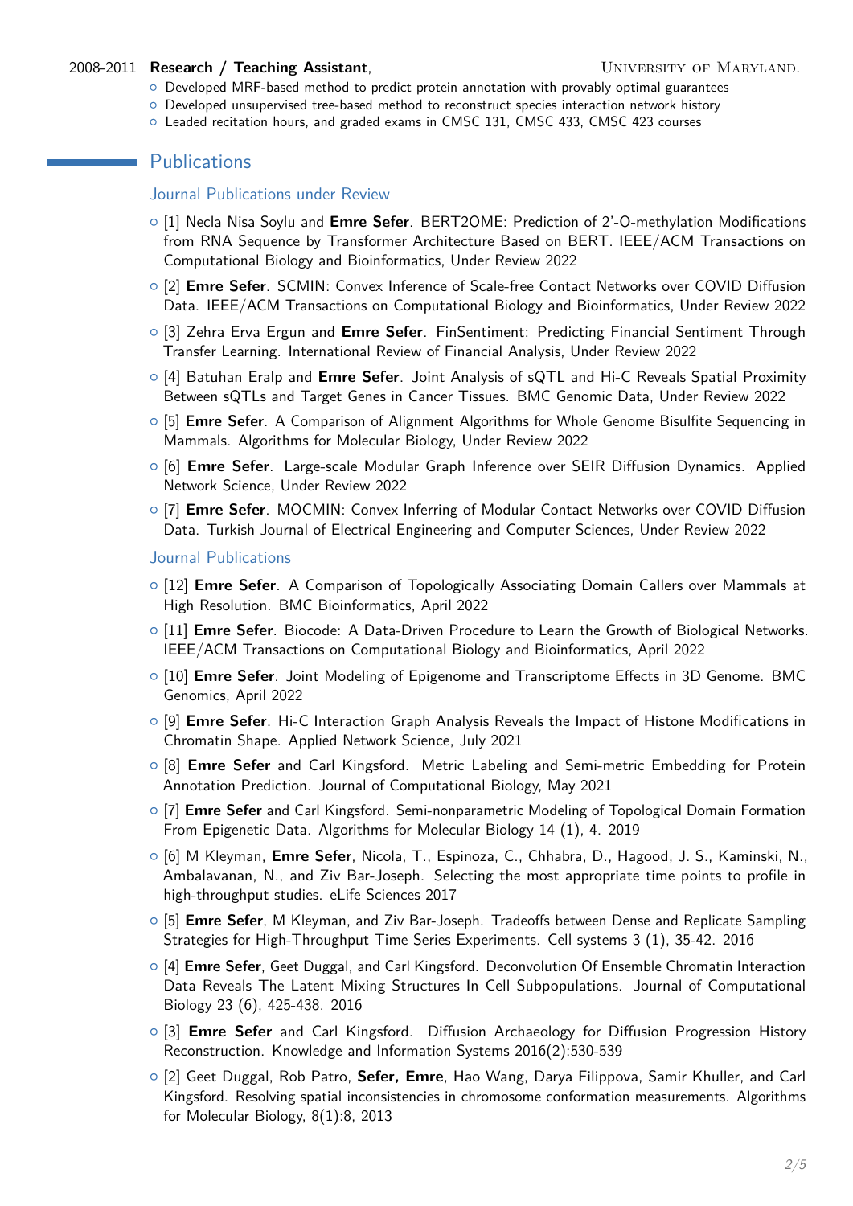2008-2011 **Research / Teaching Assistant**, University of Maryland.

- Developed MRF-based method to predict protein annotation with provably optimal guarantees
- Developed unsupervised tree-based method to reconstruct species interaction network history
- Leaded recitation hours, and graded exams in CMSC 131, CMSC 433, CMSC 423 courses

## Publications

### Journal Publications under Review

- [1] Necla Nisa Soylu and **Emre Sefer**. BERT2OME: Prediction of 2'-O-methylation Modifications from RNA Sequence by Transformer Architecture Based on BERT. IEEE/ACM Transactions on Computational Biology and Bioinformatics, Under Review 2022
- [2] **Emre Sefer**. SCMIN: Convex Inference of Scale-free Contact Networks over COVID Diffusion Data. IEEE/ACM Transactions on Computational Biology and Bioinformatics, Under Review 2022
- [3] Zehra Erva Ergun and **Emre Sefer**. FinSentiment: Predicting Financial Sentiment Through Transfer Learning. International Review of Financial Analysis, Under Review 2022
- [4] Batuhan Eralp and **Emre Sefer**. Joint Analysis of sQTL and Hi-C Reveals Spatial Proximity Between sQTLs and Target Genes in Cancer Tissues. BMC Genomic Data, Under Review 2022
- [5] **Emre Sefer**. A Comparison of Alignment Algorithms for Whole Genome Bisulfite Sequencing in Mammals. Algorithms for Molecular Biology, Under Review 2022
- [6] **Emre Sefer**. Large-scale Modular Graph Inference over SEIR Diffusion Dynamics. Applied Network Science, Under Review 2022
- [7] **Emre Sefer**. MOCMIN: Convex Inferring of Modular Contact Networks over COVID Diffusion Data. Turkish Journal of Electrical Engineering and Computer Sciences, Under Review 2022

### Journal Publications

- [12] **Emre Sefer**. A Comparison of Topologically Associating Domain Callers over Mammals at High Resolution. BMC Bioinformatics, April 2022
- [11] **Emre Sefer**. Biocode: A Data-Driven Procedure to Learn the Growth of Biological Networks. IEEE/ACM Transactions on Computational Biology and Bioinformatics, April 2022
- [10] **Emre Sefer**. Joint Modeling of Epigenome and Transcriptome Effects in 3D Genome. BMC Genomics, April 2022
- [9] **Emre Sefer**. Hi-C Interaction Graph Analysis Reveals the Impact of Histone Modifications in Chromatin Shape. Applied Network Science, July 2021
- [8] **Emre Sefer** and Carl Kingsford. Metric Labeling and Semi-metric Embedding for Protein Annotation Prediction. Journal of Computational Biology, May 2021
- [7] **Emre Sefer** and Carl Kingsford. Semi-nonparametric Modeling of Topological Domain Formation From Epigenetic Data. Algorithms for Molecular Biology 14 (1), 4. 2019
- [6] M Kleyman, **Emre Sefer**, Nicola, T., Espinoza, C., Chhabra, D., Hagood, J. S., Kaminski, N., Ambalavanan, N., and Ziv Bar-Joseph. Selecting the most appropriate time points to profile in high-throughput studies. eLife Sciences 2017
- [5] **Emre Sefer**, M Kleyman, and Ziv Bar-Joseph. Tradeoffs between Dense and Replicate Sampling Strategies for High-Throughput Time Series Experiments. Cell systems 3 (1), 35-42. 2016
- [4] **Emre Sefer**, Geet Duggal, and Carl Kingsford. Deconvolution Of Ensemble Chromatin Interaction Data Reveals The Latent Mixing Structures In Cell Subpopulations. Journal of Computational Biology 23 (6), 425-438. 2016
- [3] **Emre Sefer** and Carl Kingsford. Diffusion Archaeology for Diffusion Progression History Reconstruction. Knowledge and Information Systems 2016(2):530-539
- [2] Geet Duggal, Rob Patro, **Sefer, Emre**, Hao Wang, Darya Filippova, Samir Khuller, and Carl Kingsford. Resolving spatial inconsistencies in chromosome conformation measurements. Algorithms for Molecular Biology, 8(1):8, 2013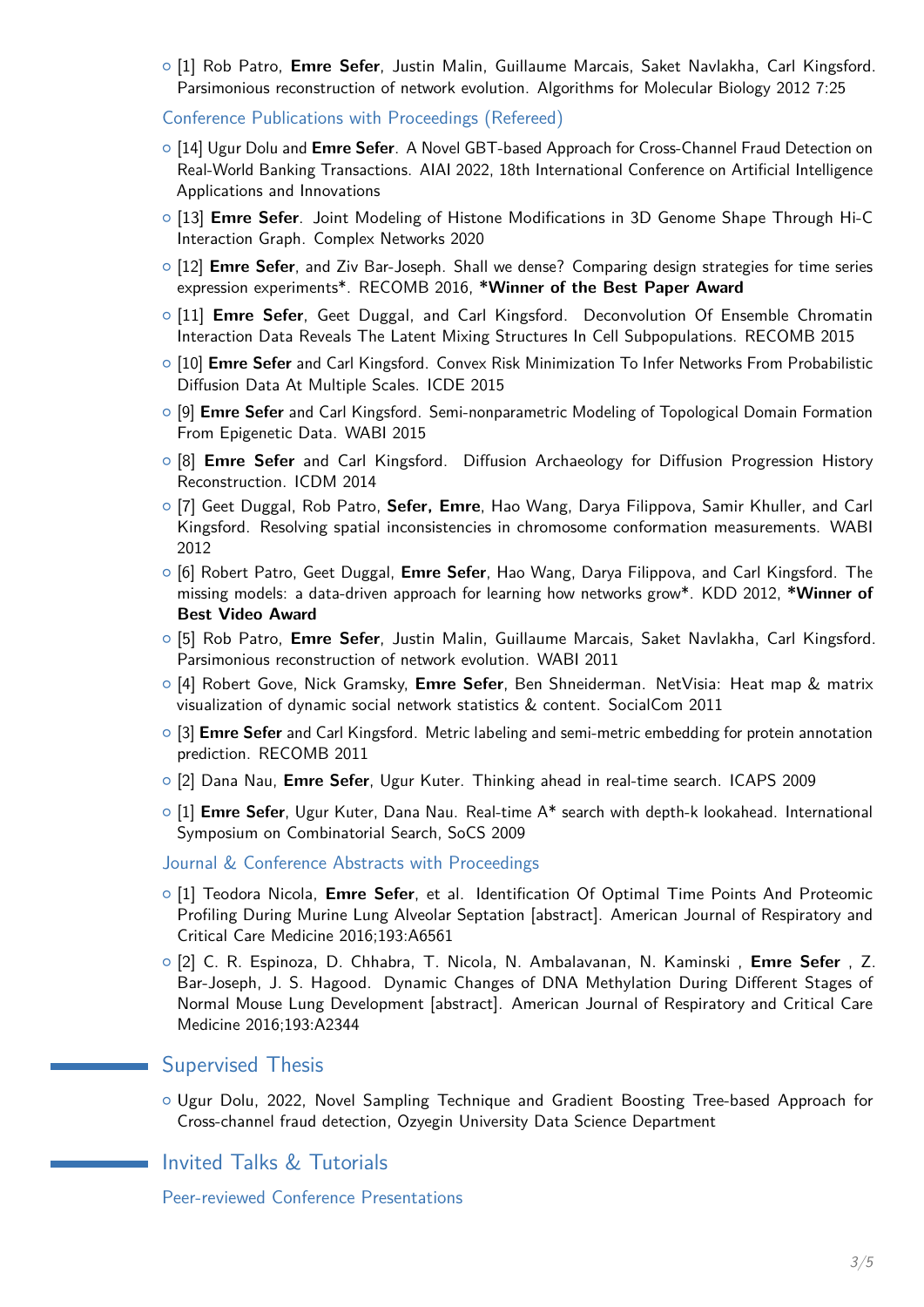- [1] Rob Patro, **Emre Sefer**, Justin Malin, Guillaume Marcais, Saket Navlakha, Carl Kingsford. Parsimonious reconstruction of network evolution. Algorithms for Molecular Biology 2012 7:25

### Conference Publications with Proceedings (Refereed)

- [14] Ugur Dolu and **Emre Sefer**. A Novel GBT-based Approach for Cross-Channel Fraud Detection on Real-World Banking Transactions. AIAI 2022, 18th International Conference on Artificial Intelligence Applications and Innovations
- [13] **Emre Sefer**. Joint Modeling of Histone Modifications in 3D Genome Shape Through Hi-C Interaction Graph. Complex Networks 2020
- [12] **Emre Sefer**, and Ziv Bar-Joseph. Shall we dense? Comparing design strategies for time series expression experiments*. RECOMB 2016, ***Winner of the Best Paper Award**
- [11] **Emre Sefer**, Geet Duggal, and Carl Kingsford. Deconvolution Of Ensemble Chromatin Interaction Data Reveals The Latent Mixing Structures In Cell Subpopulations. RECOMB 2015
- [10] **Emre Sefer** and Carl Kingsford. Convex Risk Minimization To Infer Networks From Probabilistic Diffusion Data At Multiple Scales. ICDE 2015
- [9] **Emre Sefer** and Carl Kingsford. Semi-nonparametric Modeling of Topological Domain Formation From Epigenetic Data. WABI 2015
- [8] **Emre Sefer** and Carl Kingsford. Diffusion Archaeology for Diffusion Progression History Reconstruction. ICDM 2014
- [7] Geet Duggal, Rob Patro, **Sefer, Emre**, Hao Wang, Darya Filippova, Samir Khuller, and Carl Kingsford. Resolving spatial inconsistencies in chromosome conformation measurements. WABI 2012
- [6] Robert Patro, Geet Duggal, **Emre Sefer**, Hao Wang, Darya Filippova, and Carl Kingsford. The missing models: a data-driven approach for learning how networks grow*. KDD 2012, ***Winner of Best Video Award**
- [5] Rob Patro, **Emre Sefer**, Justin Malin, Guillaume Marcais, Saket Navlakha, Carl Kingsford. Parsimonious reconstruction of network evolution. WABI 2011
- [4] Robert Gove, Nick Gramsky, **Emre Sefer**, Ben Shneiderman. NetVisia: Heat map & matrix visualization of dynamic social network statistics & content. SocialCom 2011
- [3] **Emre Sefer** and Carl Kingsford. Metric labeling and semi-metric embedding for protein annotation prediction. RECOMB 2011
- [2] Dana Nau, **Emre Sefer**, Ugur Kuter. Thinking ahead in real-time search. ICAPS 2009
- [1] **Emre Sefer**, Ugur Kuter, Dana Nau. Real-time A* search with depth-k lookahead. International Symposium on Combinatorial Search, SoCS 2009

### Journal & Conference Abstracts with Proceedings

- [1] Teodora Nicola, **Emre Sefer**, et al. Identification Of Optimal Time Points And Proteomic Profiling During Murine Lung Alveolar Septation [abstract]. American Journal of Respiratory and Critical Care Medicine 2016;193:A6561
- [2] C. R. Espinoza, D. Chhabra, T. Nicola, N. Ambalavanan, N. Kaminski , **Emre Sefer** , Z. Bar-Joseph, J. S. Hagood. Dynamic Changes of DNA Methylation During Different Stages of Normal Mouse Lung Development [abstract]. American Journal of Respiratory and Critical Care Medicine 2016;193:A2344

## Supervised Thesis

- Ugur Dolu, 2022, Novel Sampling Technique and Gradient Boosting Tree-based Approach for Cross-channel fraud detection, Ozyegin University Data Science Department

## Invited Talks & Tutorials

### Peer-reviewed Conference Presentations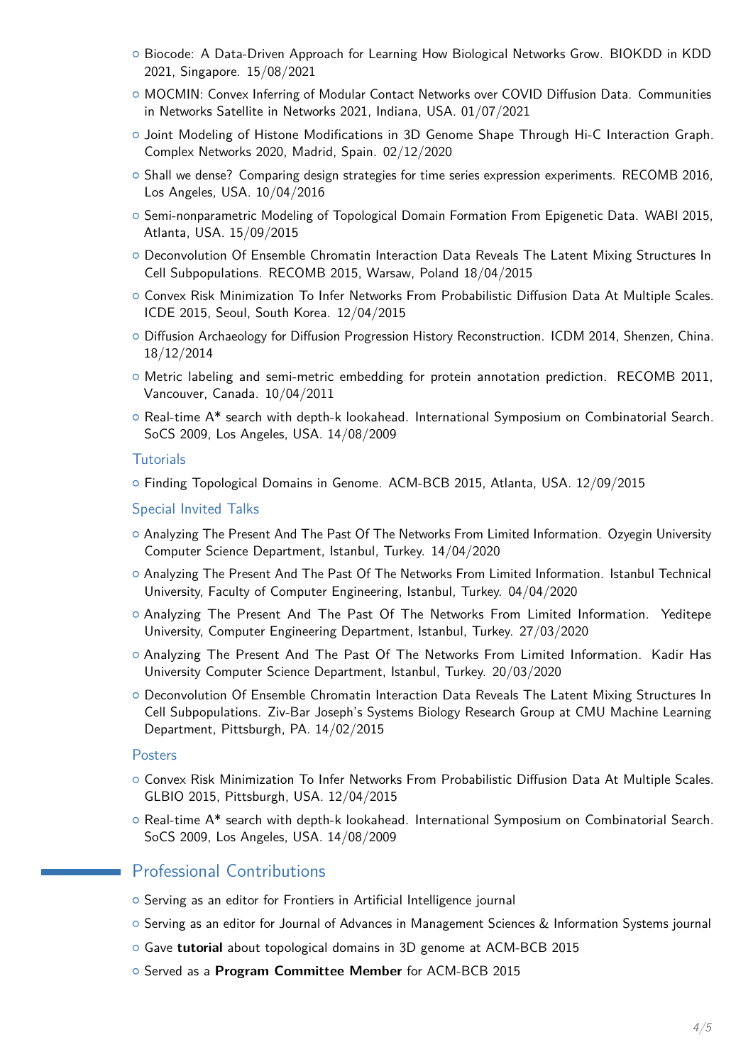- Biocode: A Data-Driven Approach for Learning How Biological Networks Grow. BIOKDD in KDD 2021, Singapore. 15/08/2021
- MOCMIN: Convex Inferring of Modular Contact Networks over COVID Diffusion Data. Communities in Networks Satellite in Networks 2021, Indiana, USA. 01/07/2021
- Joint Modeling of Histone Modifications in 3D Genome Shape Through Hi-C Interaction Graph. Complex Networks 2020, Madrid, Spain. 02/12/2020
- Shall we dense? Comparing design strategies for time series expression experiments. RECOMB 2016, Los Angeles, USA. 10/04/2016
- Semi-nonparametric Modeling of Topological Domain Formation From Epigenetic Data. WABI 2015, Atlanta, USA. 15/09/2015
- Deconvolution Of Ensemble Chromatin Interaction Data Reveals The Latent Mixing Structures In Cell Subpopulations. RECOMB 2015, Warsaw, Poland 18/04/2015
- Convex Risk Minimization To Infer Networks From Probabilistic Diffusion Data At Multiple Scales. ICDE 2015, Seoul, South Korea. 12/04/2015
- Diffusion Archaeology for Diffusion Progression History Reconstruction. ICDM 2014, Shenzen, China. 18/12/2014
- Metric labeling and semi-metric embedding for protein annotation prediction. RECOMB 2011, Vancouver, Canada. 10/04/2011
- Real-time A* search with depth-k lookahead. International Symposium on Combinatorial Search. SoCS 2009, Los Angeles, USA. 14/08/2009

### Tutorials

- Finding Topological Domains in Genome. ACM-BCB 2015, Atlanta, USA. 12/09/2015

### Special Invited Talks

- Analyzing The Present And The Past Of The Networks From Limited Information. Ozyegin University Computer Science Department, Istanbul, Turkey. 14/04/2020
- Analyzing The Present And The Past Of The Networks From Limited Information. Istanbul Technical University, Faculty of Computer Engineering, Istanbul, Turkey. 04/04/2020
- Analyzing The Present And The Past Of The Networks From Limited Information. Yeditepe University, Computer Engineering Department, Istanbul, Turkey. 27/03/2020
- Analyzing The Present And The Past Of The Networks From Limited Information. Kadir Has University Computer Science Department, Istanbul, Turkey. 20/03/2020
- Deconvolution Of Ensemble Chromatin Interaction Data Reveals The Latent Mixing Structures In Cell Subpopulations. Ziv-Bar Joseph's Systems Biology Research Group at CMU Machine Learning Department, Pittsburgh, PA. 14/02/2015

### Posters

- Convex Risk Minimization To Infer Networks From Probabilistic Diffusion Data At Multiple Scales. GLBIO 2015, Pittsburgh, USA. 12/04/2015
- Real-time A* search with depth-k lookahead. International Symposium on Combinatorial Search. SoCS 2009, Los Angeles, USA. 14/08/2009

## Professional Contributions

- Serving as an editor for Frontiers in Artificial Intelligence journal
- Serving as an editor for Journal of Advances in Management Sciences & Information Systems journal
- Gave **tutorial** about topological domains in 3D genome at ACM-BCB 2015
- Served as a **Program Committee Member** for ACM-BCB 2015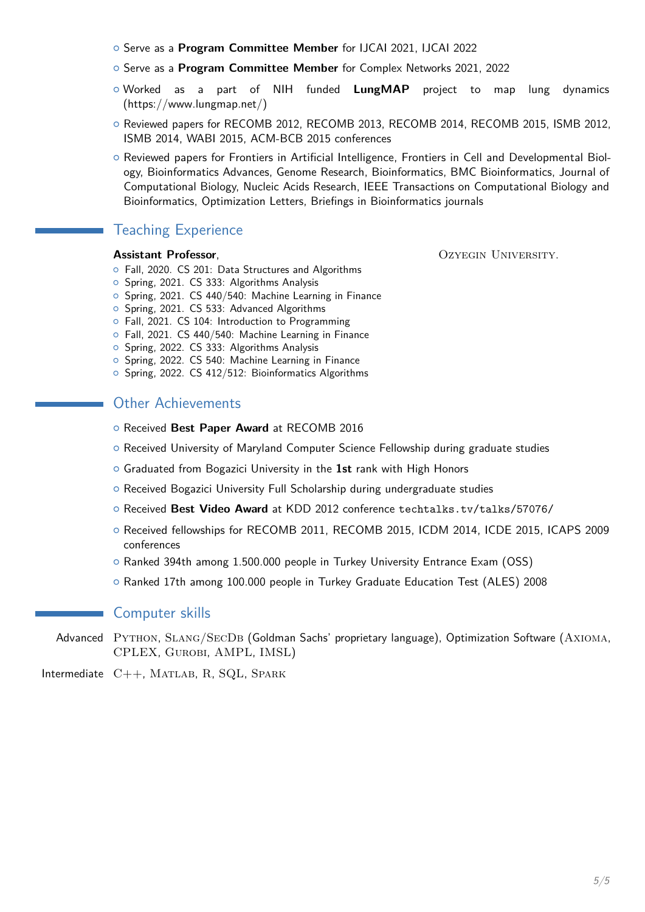- Serve as a **Program Committee Member** for IJCAI 2021, IJCAI 2022
- Serve as a **Program Committee Member** for Complex Networks 2021, 2022
- Worked as a part of NIH funded **LungMAP** project to map lung dynamics (https://www.lungmap.net/)
- Reviewed papers for RECOMB 2012, RECOMB 2013, RECOMB 2014, RECOMB 2015, ISMB 2012, ISMB 2014, WABI 2015, ACM-BCB 2015 conferences
- Reviewed papers for Frontiers in Artificial Intelligence, Frontiers in Cell and Developmental Biology, Bioinformatics Advances, Genome Research, Bioinformatics, BMC Bioinformatics, Journal of Computational Biology, Nucleic Acids Research, IEEE Transactions on Computational Biology and Bioinformatics, Optimization Letters, Briefings in Bioinformatics journals

## Teaching Experience

**Assistant Professor**, Ozyegin University.

- Fall, 2020. CS 201: Data Structures and Algorithms
- Spring, 2021. CS 333: Algorithms Analysis
- Spring, 2021. CS 440/540: Machine Learning in Finance
- Spring, 2021. CS 533: Advanced Algorithms
- Fall, 2021. CS 104: Introduction to Programming
- Fall, 2021. CS 440/540: Machine Learning in Finance
- Spring, 2022. CS 333: Algorithms Analysis
- Spring, 2022. CS 540: Machine Learning in Finance
- Spring, 2022. CS 412/512: Bioinformatics Algorithms

## Other Achievements

- Received **Best Paper Award** at RECOMB 2016
- Received University of Maryland Computer Science Fellowship during graduate studies
- Graduated from Bogazici University in the **1st** rank with High Honors
- Received Bogazici University Full Scholarship during undergraduate studies
- Received **Best Video Award** at KDD 2012 conference `techtalks.tv/talks/57076/`
- Received fellowships for RECOMB 2011, RECOMB 2015, ICDM 2014, ICDE 2015, ICAPS 2009 conferences
- Ranked 394th among 1.500.000 people in Turkey University Entrance Exam (OSS)
- Ranked 17th among 100.000 people in Turkey Graduate Education Test (ALES) 2008

## Computer skills

**Advanced** Python, Slang/SecDb (Goldman Sachs' proprietary language), Optimization Software (Axioma, CPLEX, Gurobi, AMPL, IMSL)

**Intermediate** C++, Matlab, R, SQL, Spark